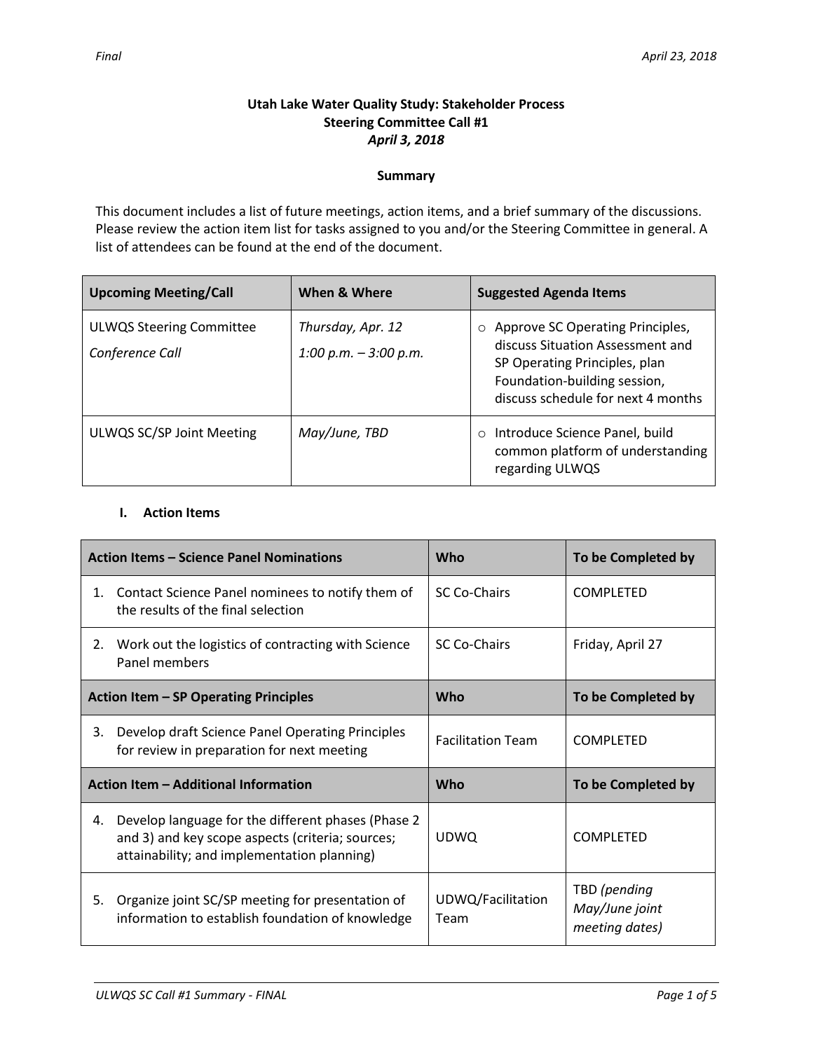Final April 23, 2018

# Utah Lake Water Quality Study: Stakeholder Process
## Steering Committee Call #1
### *April 3, 2018*

**Summary**

This document includes a list of future meetings, action items, and a brief summary of the discussions. Please review the action item list for tasks assigned to you and/or the Steering Committee in general. A list of attendees can be found at the end of the document.

| Upcoming Meeting/Call | When & Where | Suggested Agenda Items |
|---|---|---|
| ULWQS Steering Committee<br>*Conference Call* | *Thursday, Apr. 12*<br>*1:00 p.m. – 3:00 p.m.* | ○ Approve SC Operating Principles, discuss Situation Assessment and SP Operating Principles, plan Foundation-building session, discuss schedule for next 4 months |
| ULWQS SC/SP Joint Meeting | *May/June, TBD* | ○ Introduce Science Panel, build common platform of understanding regarding ULWQS |

## I. Action Items

| Action Items – Science Panel Nominations | Who | To be Completed by |
|---|---|---|
| 1. Contact Science Panel nominees to notify them of the results of the final selection | SC Co-Chairs | COMPLETED |
| 2. Work out the logistics of contracting with Science Panel members | SC Co-Chairs | Friday, April 27 |
| **Action Item – SP Operating Principles** | **Who** | **To be Completed by** |
| 3. Develop draft Science Panel Operating Principles for review in preparation for next meeting | Facilitation Team | COMPLETED |
| **Action Item – Additional Information** | **Who** | **To be Completed by** |
| 4. Develop language for the different phases (Phase 2 and 3) and key scope aspects (criteria; sources; attainability; and implementation planning) | UDWQ | COMPLETED |
| 5. Organize joint SC/SP meeting for presentation of information to establish foundation of knowledge | UDWQ/Facilitation Team | TBD *(pending May/June joint meeting dates)* |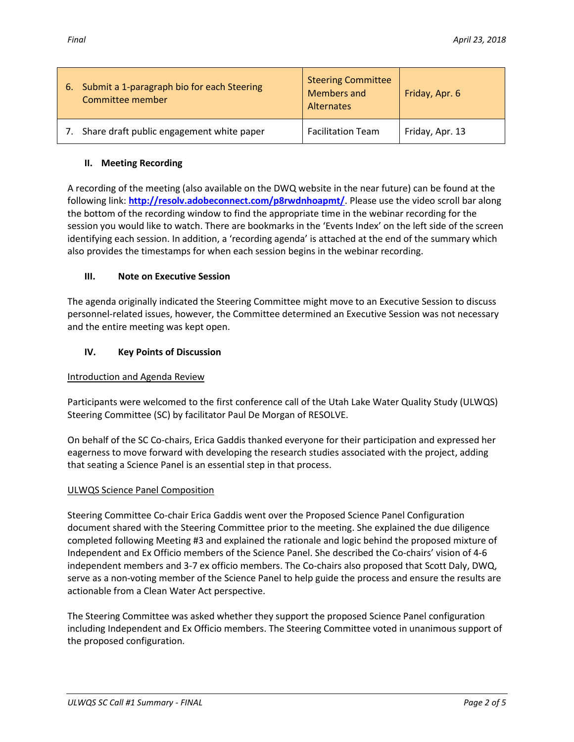| 6. Submit a 1-paragraph bio for each Steering Committee member | Steering Committee Members and Alternates | Friday, Apr. 6 |
|---|---|---|
| 7. Share draft public engagement white paper | Facilitation Team | Friday, Apr. 13 |

## II. Meeting Recording

A recording of the meeting (also available on the DWQ website in the near future) can be found at the following link: **http://resolv.adobeconnect.com/p8rwdnhoapmt/**. Please use the video scroll bar along the bottom of the recording window to find the appropriate time in the webinar recording for the session you would like to watch. There are bookmarks in the 'Events Index' on the left side of the screen identifying each session. In addition, a 'recording agenda' is attached at the end of the summary which also provides the timestamps for when each session begins in the webinar recording.

## III. Note on Executive Session

The agenda originally indicated the Steering Committee might move to an Executive Session to discuss personnel-related issues, however, the Committee determined an Executive Session was not necessary and the entire meeting was kept open.

## IV. Key Points of Discussion

### Introduction and Agenda Review

Participants were welcomed to the first conference call of the Utah Lake Water Quality Study (ULWQS) Steering Committee (SC) by facilitator Paul De Morgan of RESOLVE.

On behalf of the SC Co-chairs, Erica Gaddis thanked everyone for their participation and expressed her eagerness to move forward with developing the research studies associated with the project, adding that seating a Science Panel is an essential step in that process.

### ULWQS Science Panel Composition

Steering Committee Co-chair Erica Gaddis went over the Proposed Science Panel Configuration document shared with the Steering Committee prior to the meeting. She explained the due diligence completed following Meeting #3 and explained the rationale and logic behind the proposed mixture of Independent and Ex Officio members of the Science Panel. She described the Co-chairs' vision of 4-6 independent members and 3-7 ex officio members. The Co-chairs also proposed that Scott Daly, DWQ, serve as a non-voting member of the Science Panel to help guide the process and ensure the results are actionable from a Clean Water Act perspective.

The Steering Committee was asked whether they support the proposed Science Panel configuration including Independent and Ex Officio members. The Steering Committee voted in unanimous support of the proposed configuration.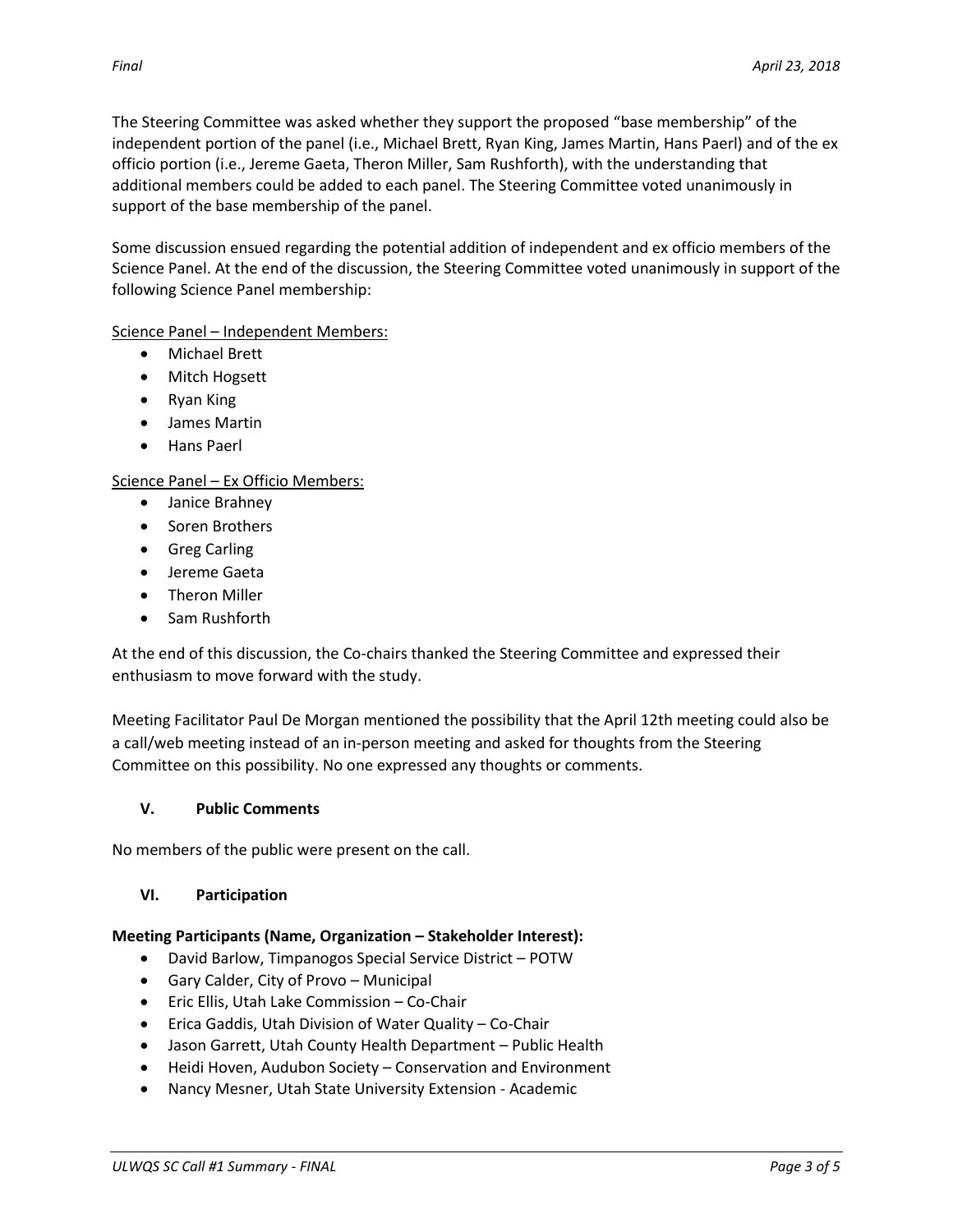The Steering Committee was asked whether they support the proposed "base membership" of the independent portion of the panel (i.e., Michael Brett, Ryan King, James Martin, Hans Paerl) and of the ex officio portion (i.e., Jereme Gaeta, Theron Miller, Sam Rushforth), with the understanding that additional members could be added to each panel. The Steering Committee voted unanimously in support of the base membership of the panel.

Some discussion ensued regarding the potential addition of independent and ex officio members of the Science Panel. At the end of the discussion, the Steering Committee voted unanimously in support of the following Science Panel membership:

Science Panel – Independent Members:

- Michael Brett
- Mitch Hogsett
- Ryan King
- James Martin
- Hans Paerl

Science Panel – Ex Officio Members:

- Janice Brahney
- Soren Brothers
- Greg Carling
- Jereme Gaeta
- Theron Miller
- Sam Rushforth

At the end of this discussion, the Co-chairs thanked the Steering Committee and expressed their enthusiasm to move forward with the study.

Meeting Facilitator Paul De Morgan mentioned the possibility that the April 12th meeting could also be a call/web meeting instead of an in-person meeting and asked for thoughts from the Steering Committee on this possibility. No one expressed any thoughts or comments.

### V. Public Comments

No members of the public were present on the call.

### VI. Participation

**Meeting Participants (Name, Organization – Stakeholder Interest):**

- David Barlow, Timpanogos Special Service District – POTW
- Gary Calder, City of Provo – Municipal
- Eric Ellis, Utah Lake Commission – Co-Chair
- Erica Gaddis, Utah Division of Water Quality – Co-Chair
- Jason Garrett, Utah County Health Department – Public Health
- Heidi Hoven, Audubon Society – Conservation and Environment
- Nancy Mesner, Utah State University Extension - Academic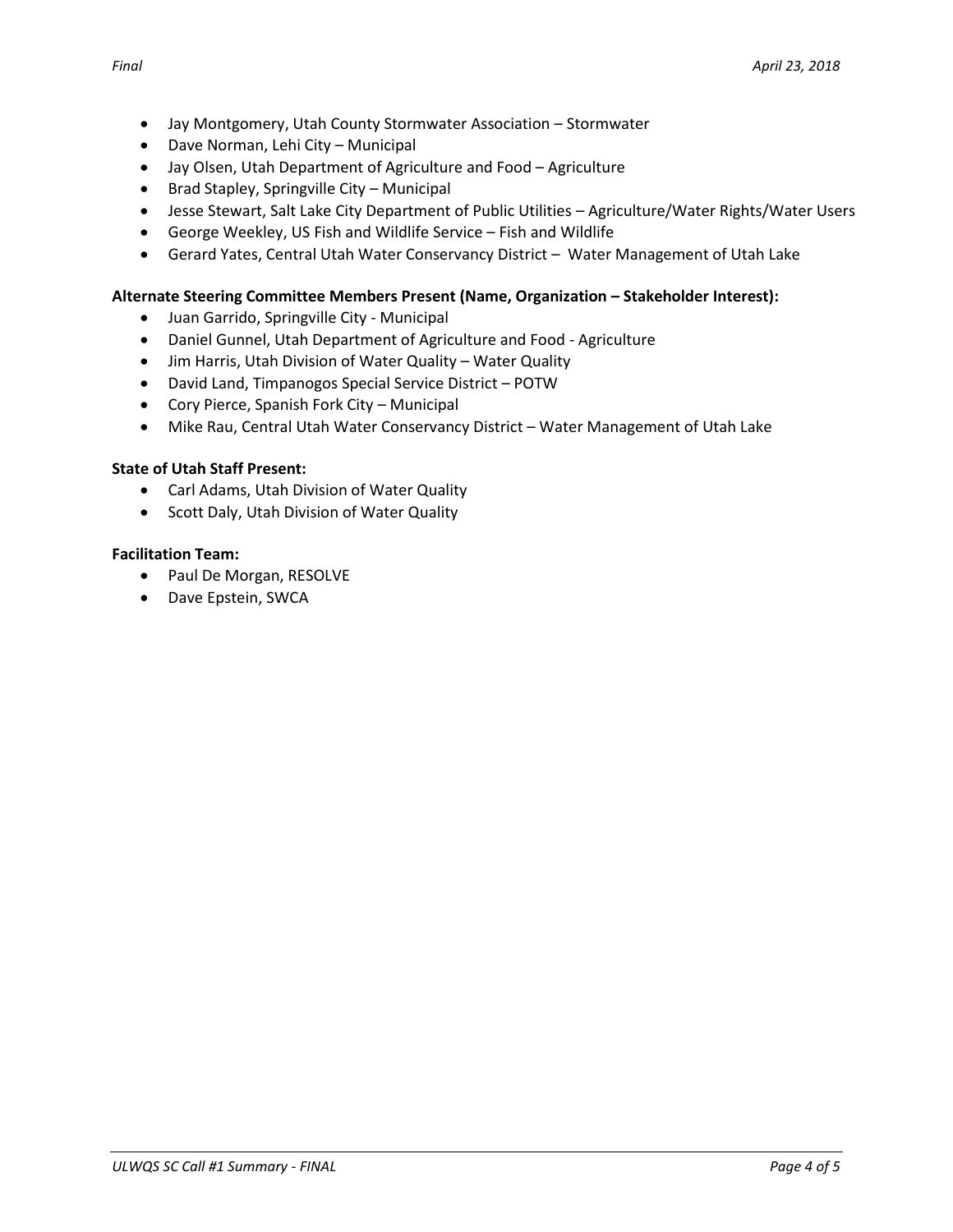- Jay Montgomery, Utah County Stormwater Association – Stormwater
- Dave Norman, Lehi City – Municipal
- Jay Olsen, Utah Department of Agriculture and Food – Agriculture
- Brad Stapley, Springville City – Municipal
- Jesse Stewart, Salt Lake City Department of Public Utilities – Agriculture/Water Rights/Water Users
- George Weekley, US Fish and Wildlife Service – Fish and Wildlife
- Gerard Yates, Central Utah Water Conservancy District – Water Management of Utah Lake

**Alternate Steering Committee Members Present (Name, Organization – Stakeholder Interest):**

- Juan Garrido, Springville City - Municipal
- Daniel Gunnel, Utah Department of Agriculture and Food - Agriculture
- Jim Harris, Utah Division of Water Quality – Water Quality
- David Land, Timpanogos Special Service District – POTW
- Cory Pierce, Spanish Fork City – Municipal
- Mike Rau, Central Utah Water Conservancy District – Water Management of Utah Lake

**State of Utah Staff Present:**

- Carl Adams, Utah Division of Water Quality
- Scott Daly, Utah Division of Water Quality

**Facilitation Team:**

- Paul De Morgan, RESOLVE
- Dave Epstein, SWCA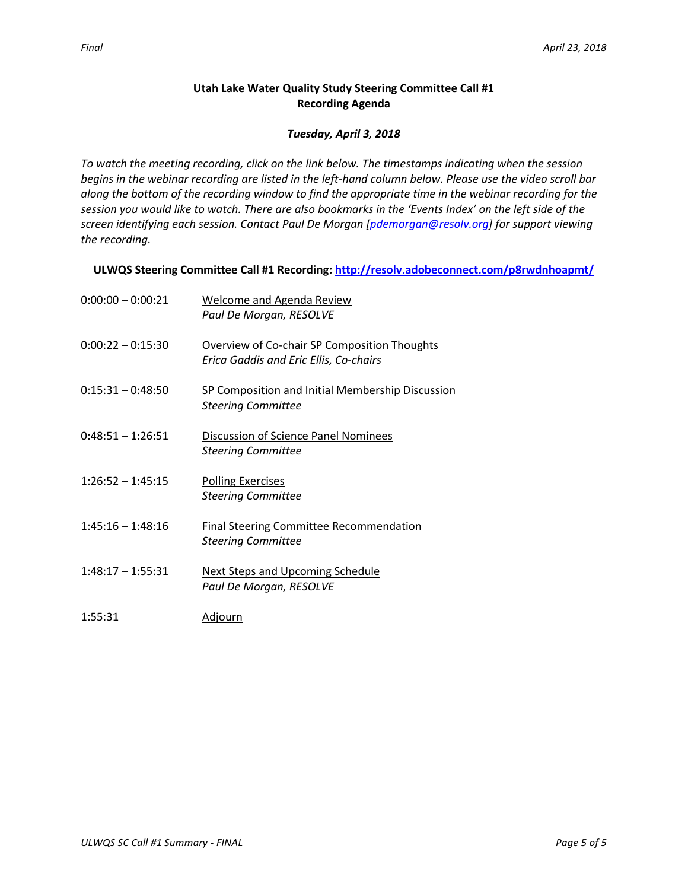**Utah Lake Water Quality Study Steering Committee Call #1**
**Recording Agenda**

***Tuesday, April 3, 2018***

*To watch the meeting recording, click on the link below. The timestamps indicating when the session begins in the webinar recording are listed in the left-hand column below. Please use the video scroll bar along the bottom of the recording window to find the appropriate time in the webinar recording for the session you would like to watch. There are also bookmarks in the 'Events Index' on the left side of the screen identifying each session. Contact Paul De Morgan [pdemorgan@resolv.org] for support viewing the recording.*

**ULWQS Steering Committee Call #1 Recording: http://resolv.adobeconnect.com/p8rwdnhoapmt/**

| | |
|---|---|
| 0:00:00 – 0:00:21 | Welcome and Agenda Review<br>*Paul De Morgan, RESOLVE* |
| 0:00:22 – 0:15:30 | Overview of Co-chair SP Composition Thoughts<br>*Erica Gaddis and Eric Ellis, Co-chairs* |
| 0:15:31 – 0:48:50 | SP Composition and Initial Membership Discussion<br>*Steering Committee* |
| 0:48:51 – 1:26:51 | Discussion of Science Panel Nominees<br>*Steering Committee* |
| 1:26:52 – 1:45:15 | Polling Exercises<br>*Steering Committee* |
| 1:45:16 – 1:48:16 | Final Steering Committee Recommendation<br>*Steering Committee* |
| 1:48:17 – 1:55:31 | Next Steps and Upcoming Schedule<br>*Paul De Morgan, RESOLVE* |
| 1:55:31 | Adjourn |